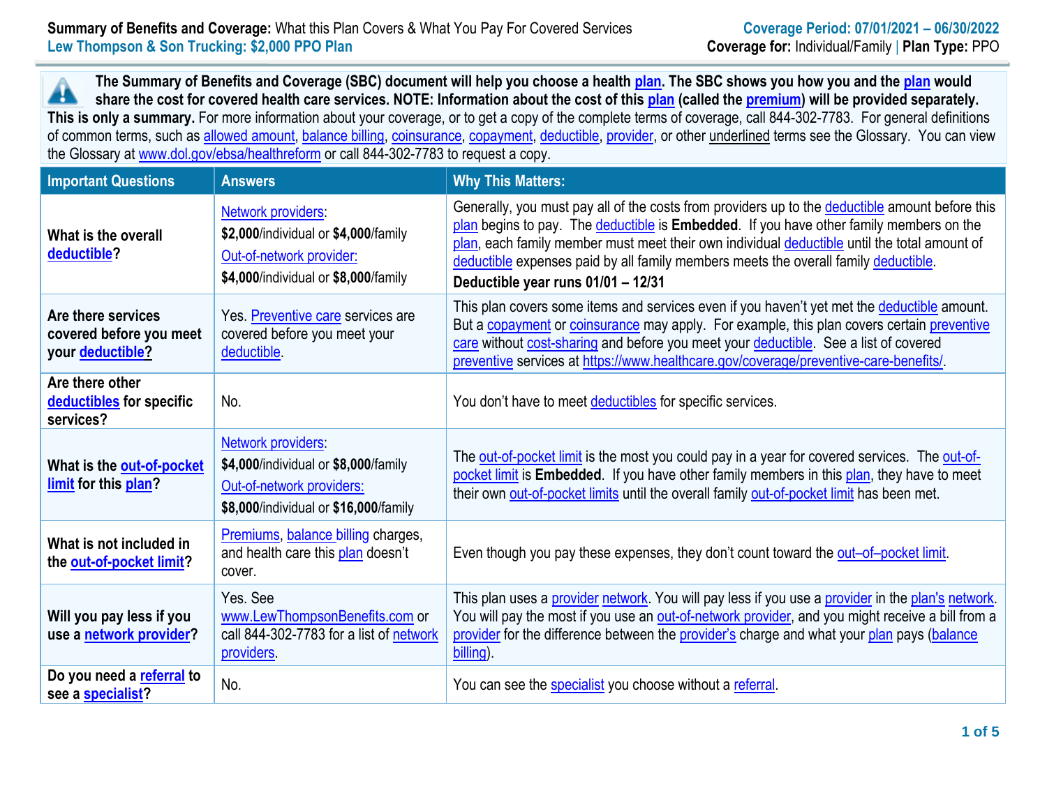**Summary of Benefits and Coverage:** What this Plan Covers & What You Pay For Covered Services

**Lew Thompson & Son Trucking: $2,000 PPO Plan**

**Coverage Period: 07/01/2021 – 06/30/2022**

**Coverage for:** Individual/Family | **Plan Type:** PPO

**The Summary of Benefits and Coverage (SBC) document will help you choose a health plan. The SBC shows you how you and the plan would share the cost for covered health care services. NOTE: Information about the cost of this plan (called the premium) will be provided separately. This is only a summary.** For more information about your coverage, or to get a copy of the complete terms of coverage, call 844-302-7783. For general definitions of common terms, such as allowed amount, balance billing, coinsurance, copayment, deductible, provider, or other underlined terms see the Glossary. You can view the Glossary at www.dol.gov/ebsa/healthreform or call 844-302-7783 to request a copy.

| Important Questions | Answers | Why This Matters: |
|---|---|---|
| **What is the overall deductible?** | Network providers: **$2,000**/individual or **$4,000**/family<br>Out-of-network provider: **$4,000**/individual or **$8,000**/family | Generally, you must pay all of the costs from providers up to the deductible amount before this plan begins to pay. The deductible is **Embedded**. If you have other family members on the plan, each family member must meet their own individual deductible until the total amount of deductible expenses paid by all family members meets the overall family deductible.<br>**Deductible year runs 01/01 – 12/31** |
| **Are there services covered before you meet your deductible?** | Yes. Preventive care services are covered before you meet your deductible. | This plan covers some items and services even if you haven't yet met the deductible amount. But a copayment or coinsurance may apply. For example, this plan covers certain preventive care without cost-sharing and before you meet your deductible. See a list of covered preventive services at https://www.healthcare.gov/coverage/preventive-care-benefits/. |
| **Are there other deductibles for specific services?** | No. | You don't have to meet deductibles for specific services. |
| **What is the out-of-pocket limit for this plan?** | Network providers: **$4,000**/individual or **$8,000**/family<br>Out-of-network providers: **$8,000**/individual or **$16,000**/family | The out-of-pocket limit is the most you could pay in a year for covered services. The out-of-pocket limit is **Embedded**. If you have other family members in this plan, they have to meet their own out-of-pocket limits until the overall family out-of-pocket limit has been met. |
| **What is not included in the out-of-pocket limit?** | Premiums, balance billing charges, and health care this plan doesn't cover. | Even though you pay these expenses, they don't count toward the out–of–pocket limit. |
| **Will you pay less if you use a network provider?** | Yes. See www.LewThompsonBenefits.com or call 844-302-7783 for a list of network providers. | This plan uses a provider network. You will pay less if you use a provider in the plan's network. You will pay the most if you use an out-of-network provider, and you might receive a bill from a provider for the difference between the provider's charge and what your plan pays (balance billing). |
| **Do you need a referral to see a specialist?** | No. | You can see the specialist you choose without a referral. |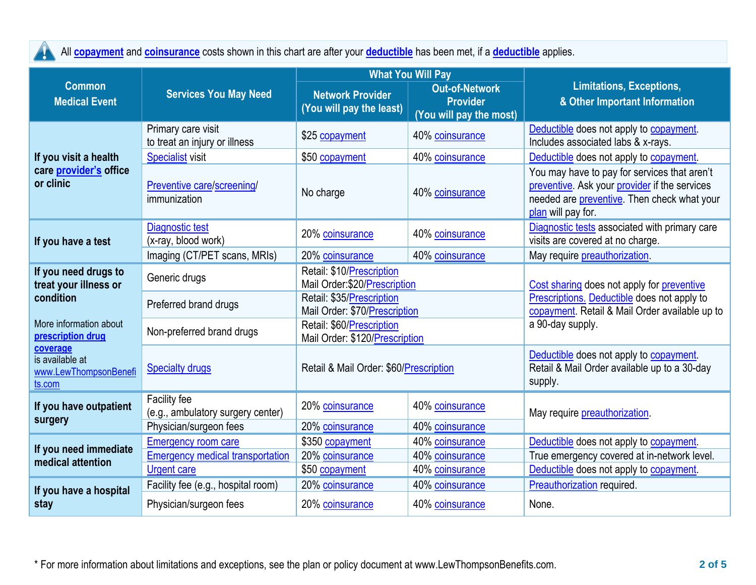All **copayment** and **coinsurance** costs shown in this chart are after your **deductible** has been met, if a **deductible** applies.

| Common Medical Event | Services You May Need | What You Will Pay | | Limitations, Exceptions, & Other Important Information |
|---|---|---|---|---|
| | | Network Provider (You will pay the least) | Out-of-Network Provider (You will pay the most) | |
| **If you visit a health care provider's office or clinic** | Primary care visit to treat an injury or illness | $25 copayment | 40% coinsurance | Deductible does not apply to copayment. Includes associated labs & x-rays. |
| | Specialist visit | $50 copayment | 40% coinsurance | Deductible does not apply to copayment. |
| | Preventive care/screening/ immunization | No charge | 40% coinsurance | You may have to pay for services that aren't preventive. Ask your provider if the services needed are preventive. Then check what your plan will pay for. |
| **If you have a test** | Diagnostic test (x-ray, blood work) | 20% coinsurance | 40% coinsurance | Diagnostic tests associated with primary care visits are covered at no charge. |
| | Imaging (CT/PET scans, MRIs) | 20% coinsurance | 40% coinsurance | May require preauthorization. |
| **If you need drugs to treat your illness or condition** More information about **prescription drug coverage** is available at www.LewThompsonBenefits.com | Generic drugs | Retail: $10/Prescription Mail Order:$20/Prescription | | Cost sharing does not apply for preventive Prescriptions. Deductible does not apply to copayment. Retail & Mail Order available up to a 90-day supply. |
| | Preferred brand drugs | Retail: $35/Prescription Mail Order: $70/Prescription | | |
| | Non-preferred brand drugs | Retail: $60/Prescription Mail Order: $120/Prescription | | |
| | Specialty drugs | Retail & Mail Order: $60/Prescription | | Deductible does not apply to copayment. Retail & Mail Order available up to a 30-day supply. |
| **If you have outpatient surgery** | Facility fee (e.g., ambulatory surgery center) | 20% coinsurance | 40% coinsurance | May require preauthorization. |
| | Physician/surgeon fees | 20% coinsurance | 40% coinsurance | |
| **If you need immediate medical attention** | Emergency room care | $350 copayment | 40% coinsurance | Deductible does not apply to copayment. |
| | Emergency medical transportation | 20% coinsurance | 40% coinsurance | True emergency covered at in-network level. |
| | Urgent care | $50 copayment | 40% coinsurance | Deductible does not apply to copayment. |
| **If you have a hospital stay** | Facility fee (e.g., hospital room) | 20% coinsurance | 40% coinsurance | Preauthorization required. |
| | Physician/surgeon fees | 20% coinsurance | 40% coinsurance | None. |

* For more information about limitations and exceptions, see the plan or policy document at www.LewThompsonBenefits.com.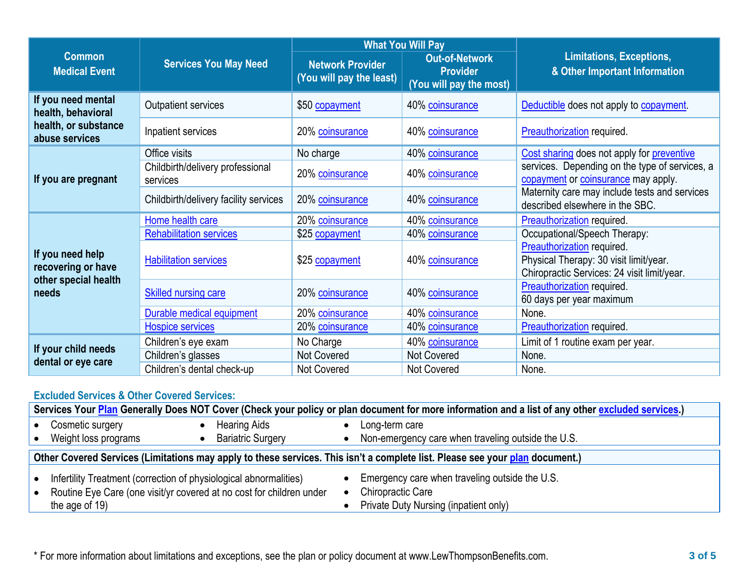| Common Medical Event | Services You May Need | What You Will Pay | | Limitations, Exceptions, & Other Important Information |
|---|---|---|---|---|
| | | Network Provider (You will pay the least) | Out-of-Network Provider (You will pay the most) | |
| If you need mental health, behavioral health, or substance abuse services | Outpatient services | $50 copayment | 40% coinsurance | Deductible does not apply to copayment. |
| | Inpatient services | 20% coinsurance | 40% coinsurance | Preauthorization required. |
| If you are pregnant | Office visits | No charge | 40% coinsurance | Cost sharing does not apply for preventive services. Depending on the type of services, a copayment or coinsurance may apply. Maternity care may include tests and services described elsewhere in the SBC. |
| | Childbirth/delivery professional services | 20% coinsurance | 40% coinsurance | |
| | Childbirth/delivery facility services | 20% coinsurance | 40% coinsurance | |
| If you need help recovering or have other special health needs | Home health care | 20% coinsurance | 40% coinsurance | Preauthorization required. |
| | Rehabilitation services | $25 copayment | 40% coinsurance | Occupational/Speech Therapy: Preauthorization required. Physical Therapy: 30 visit limit/year. Chiropractic Services: 24 visit limit/year. |
| | Habilitation services | $25 copayment | 40% coinsurance | |
| | Skilled nursing care | 20% coinsurance | 40% coinsurance | Preauthorization required. 60 days per year maximum |
| | Durable medical equipment | 20% coinsurance | 40% coinsurance | None. |
| | Hospice services | 20% coinsurance | 40% coinsurance | Preauthorization required. |
| If your child needs dental or eye care | Children's eye exam | No Charge | 40% coinsurance | Limit of 1 routine exam per year. |
| | Children's glasses | Not Covered | Not Covered | None. |
| | Children's dental check-up | Not Covered | Not Covered | None. |

**Excluded Services & Other Covered Services:**

**Services Your Plan Generally Does NOT Cover (Check your policy or plan document for more information and a list of any other excluded services.)**

- Cosmetic surgery
- Weight loss programs
- Hearing Aids
- Bariatric Surgery
- Long-term care
- Non-emergency care when traveling outside the U.S.

**Other Covered Services (Limitations may apply to these services. This isn't a complete list. Please see your plan document.)**

- Infertility Treatment (correction of physiological abnormalities)
- Routine Eye Care (one visit/yr covered at no cost for children under the age of 19)
- Emergency care when traveling outside the U.S.
- Chiropractic Care
- Private Duty Nursing (inpatient only)

* For more information about limitations and exceptions, see the plan or policy document at www.LewThompsonBenefits.com.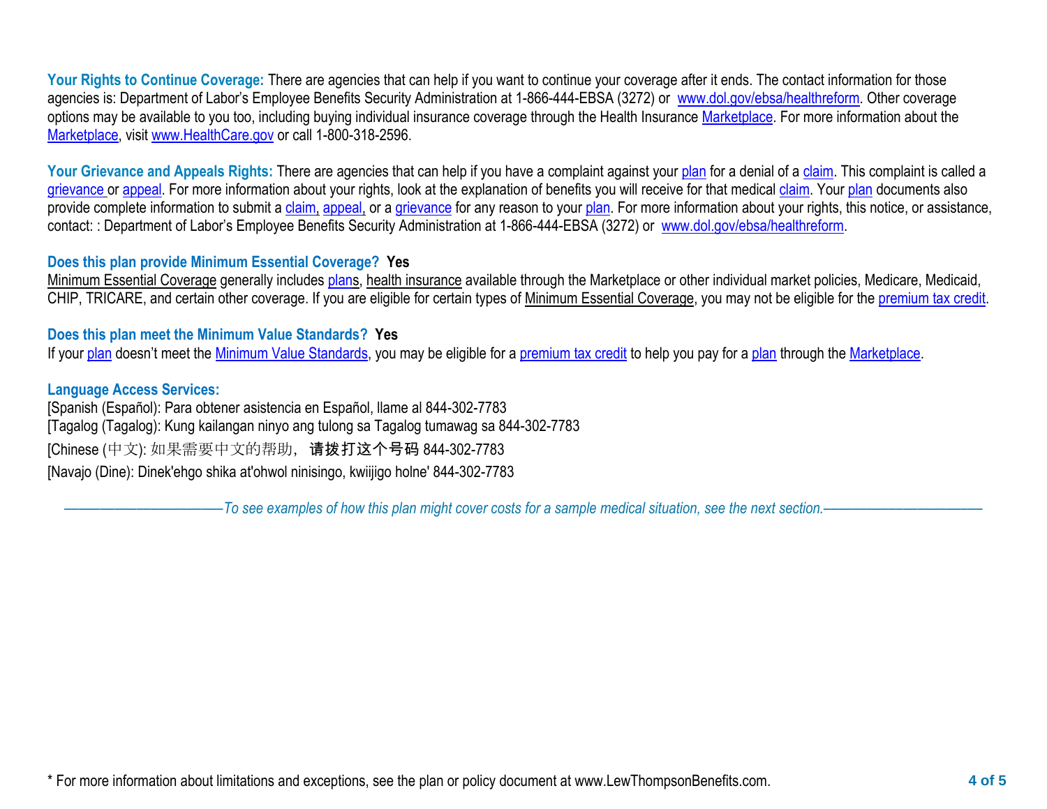**Your Rights to Continue Coverage:** There are agencies that can help if you want to continue your coverage after it ends. The contact information for those agencies is: Department of Labor's Employee Benefits Security Administration at 1-866-444-EBSA (3272) or www.dol.gov/ebsa/healthreform. Other coverage options may be available to you too, including buying individual insurance coverage through the Health Insurance Marketplace. For more information about the Marketplace, visit www.HealthCare.gov or call 1-800-318-2596.

**Your Grievance and Appeals Rights:** There are agencies that can help if you have a complaint against your plan for a denial of a claim. This complaint is called a grievance or appeal. For more information about your rights, look at the explanation of benefits you will receive for that medical claim. Your plan documents also provide complete information to submit a claim, appeal, or a grievance for any reason to your plan. For more information about your rights, this notice, or assistance, contact: : Department of Labor's Employee Benefits Security Administration at 1-866-444-EBSA (3272) or www.dol.gov/ebsa/healthreform.

**Does this plan provide Minimum Essential Coverage? Yes**

Minimum Essential Coverage generally includes plans, health insurance available through the Marketplace or other individual market policies, Medicare, Medicaid, CHIP, TRICARE, and certain other coverage. If you are eligible for certain types of Minimum Essential Coverage, you may not be eligible for the premium tax credit.

**Does this plan meet the Minimum Value Standards? Yes**

If your plan doesn't meet the Minimum Value Standards, you may be eligible for a premium tax credit to help you pay for a plan through the Marketplace.

**Language Access Services:**

[Spanish (Español): Para obtener asistencia en Español, llame al 844-302-7783

[Tagalog (Tagalog): Kung kailangan ninyo ang tulong sa Tagalog tumawag sa 844-302-7783

[Chinese (中文): 如果需要中文的帮助，请拨打这个号码 844-302-7783

[Navajo (Dine): Dinek'ehgo shika at'ohwol ninisingo, kwiijigo holne' 844-302-7783

*——————————To see examples of how this plan might cover costs for a sample medical situation, see the next section.——————————*

* For more information about limitations and exceptions, see the plan or policy document at www.LewThompsonBenefits.com.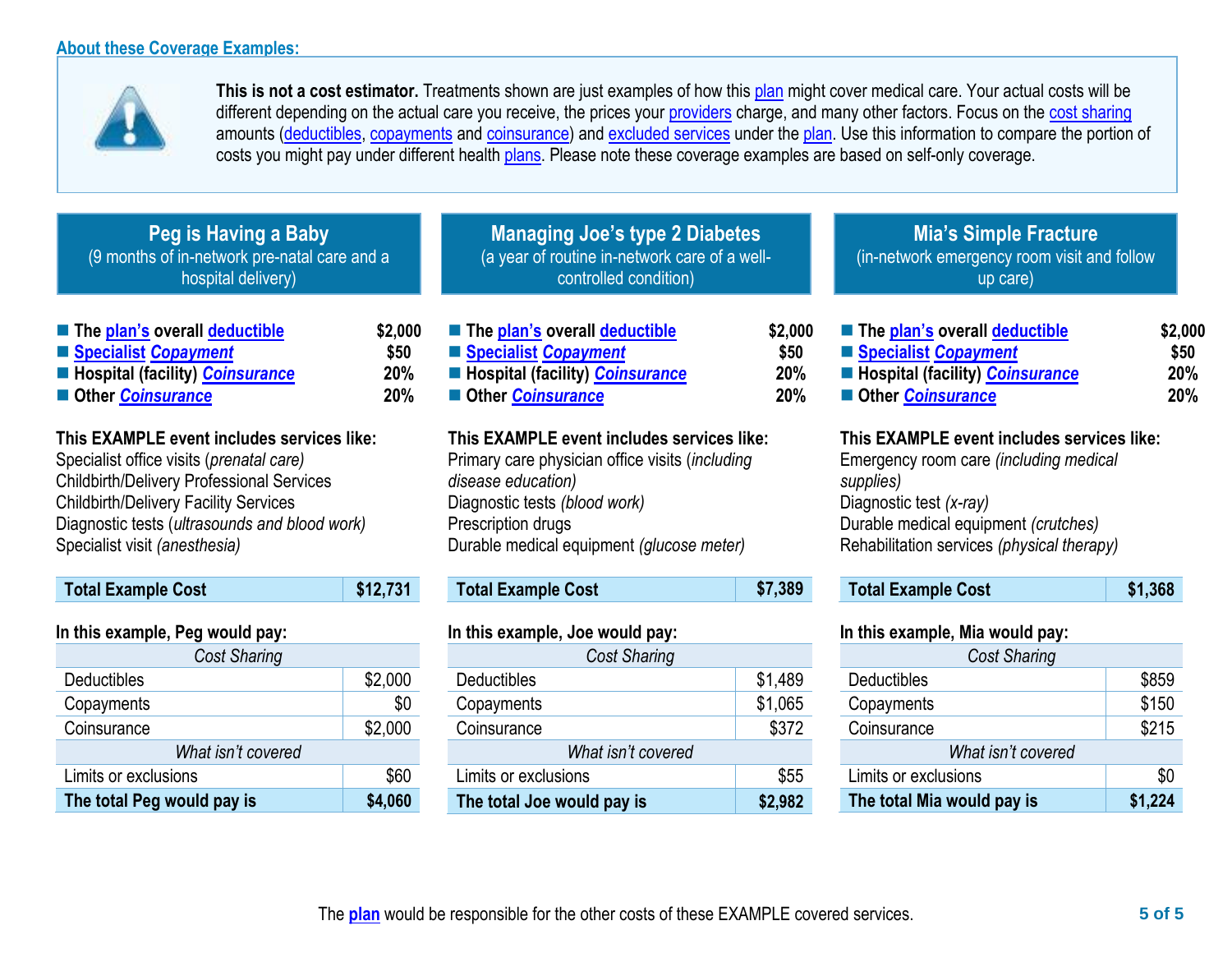## About these Coverage Examples:

**This is not a cost estimator.** Treatments shown are just examples of how this plan might cover medical care. Your actual costs will be different depending on the actual care you receive, the prices your providers charge, and many other factors. Focus on the cost sharing amounts (deductibles, copayments and coinsurance) and excluded services under the plan. Use this information to compare the portion of costs you might pay under different health plans. Please note these coverage examples are based on self-only coverage.

### Peg is Having a Baby
(9 months of in-network pre-natal care and a hospital delivery)

| | |
|---|---|
| **The plan's overall deductible** | **$2,000** |
| **Specialist Copayment** | **$50** |
| **Hospital (facility) Coinsurance** | **20%** |
| **Other Coinsurance** | **20%** |

**This EXAMPLE event includes services like:**
Specialist office visits (*prenatal care)*
Childbirth/Delivery Professional Services
Childbirth/Delivery Facility Services
Diagnostic tests (*ultrasounds and blood work)*
Specialist visit *(anesthesia)*

| **Total Example Cost** | **$12,731** |
|---|---|

**In this example, Peg would pay:**

| *Cost Sharing* | |
|---|---|
| Deductibles | $2,000 |
| Copayments | $0 |
| Coinsurance | $2,000 |
| *What isn't covered* | |
| Limits or exclusions | $60 |
| **The total Peg would pay is** | **$4,060** |

### Managing Joe's type 2 Diabetes
(a year of routine in-network care of a well-controlled condition)

| | |
|---|---|
| **The plan's overall deductible** | **$2,000** |
| **Specialist Copayment** | **$50** |
| **Hospital (facility) Coinsurance** | **20%** |
| **Other Coinsurance** | **20%** |

**This EXAMPLE event includes services like:**
Primary care physician office visits (*including disease education)*
Diagnostic tests *(blood work)*
Prescription drugs
Durable medical equipment *(glucose meter)*

| **Total Example Cost** | **$7,389** |
|---|---|

**In this example, Joe would pay:**

| *Cost Sharing* | |
|---|---|
| Deductibles | $1,489 |
| Copayments | $1,065 |
| Coinsurance | $372 |
| *What isn't covered* | |
| Limits or exclusions | $55 |
| **The total Joe would pay is** | **$2,982** |

### Mia's Simple Fracture
(in-network emergency room visit and follow up care)

| | |
|---|---|
| **The plan's overall deductible** | **$2,000** |
| **Specialist Copayment** | **$50** |
| **Hospital (facility) Coinsurance** | **20%** |
| **Other Coinsurance** | **20%** |

**This EXAMPLE event includes services like:**
Emergency room care *(including medical supplies)*
Diagnostic test *(x-ray)*
Durable medical equipment *(crutches)*
Rehabilitation services *(physical therapy)*

| **Total Example Cost** | **$1,368** |
|---|---|

**In this example, Mia would pay:**

| *Cost Sharing* | |
|---|---|
| Deductibles | $859 |
| Copayments | $150 |
| Coinsurance | $215 |
| *What isn't covered* | |
| Limits or exclusions | $0 |
| **The total Mia would pay is** | **$1,224** |

The plan would be responsible for the other costs of these EXAMPLE covered services.